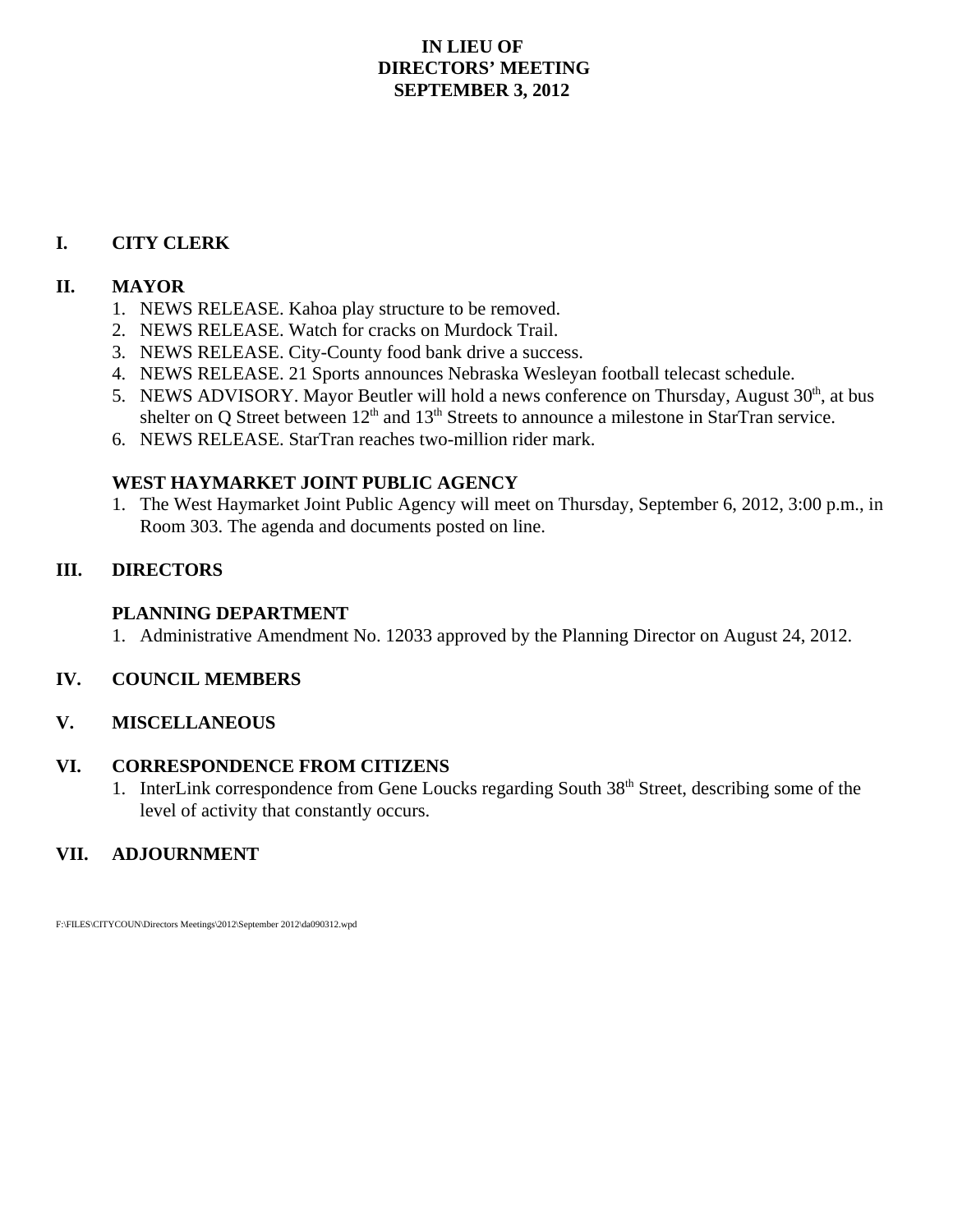# IN LIEU OF DIRECTORS' MEETING SEPTEMBER 3, 2012

## I. CITY CLERK

## II. MAYOR

1. NEWS RELEASE. Kahoa play structure to be removed.
2. NEWS RELEASE. Watch for cracks on Murdock Trail.
3. NEWS RELEASE. City-County food bank drive a success.
4. NEWS RELEASE. 21 Sports announces Nebraska Wesleyan football telecast schedule.
5. NEWS ADVISORY. Mayor Beutler will hold a news conference on Thursday, August 30th, at bus shelter on Q Street between 12th and 13th Streets to announce a milestone in StarTran service.
6. NEWS RELEASE. StarTran reaches two-million rider mark.

### WEST HAYMARKET JOINT PUBLIC AGENCY

1. The West Haymarket Joint Public Agency will meet on Thursday, September 6, 2012, 3:00 p.m., in Room 303. The agenda and documents posted on line.

## III. DIRECTORS

### PLANNING DEPARTMENT

1. Administrative Amendment No. 12033 approved by the Planning Director on August 24, 2012.

## IV. COUNCIL MEMBERS

## V. MISCELLANEOUS

## VI. CORRESPONDENCE FROM CITIZENS

1. InterLink correspondence from Gene Loucks regarding South 38th Street, describing some of the level of activity that constantly occurs.

## VII. ADJOURNMENT

F:\FILES\CITYCOUN\Directors Meetings\2012\September 2012\da090312.wpd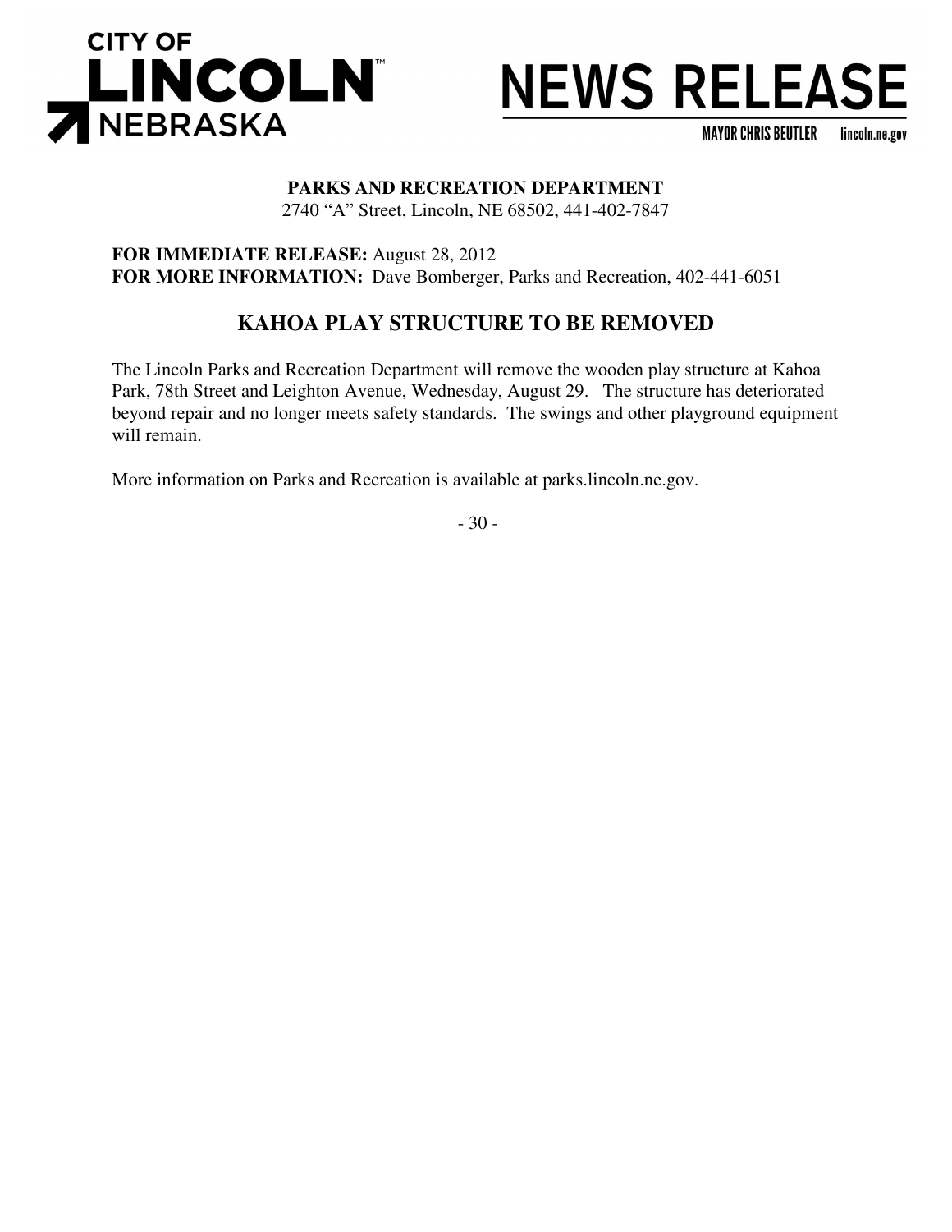# CITY OF LINCOLN NEBRASKA

# NEWS RELEASE

MAYOR CHRIS BEUTLER lincoln.ne.gov

**PARKS AND RECREATION DEPARTMENT**
2740 "A" Street, Lincoln, NE 68502, 441-402-7847

**FOR IMMEDIATE RELEASE:** August 28, 2012
**FOR MORE INFORMATION:** Dave Bomberger, Parks and Recreation, 402-441-6051

## KAHOA PLAY STRUCTURE TO BE REMOVED

The Lincoln Parks and Recreation Department will remove the wooden play structure at Kahoa Park, 78th Street and Leighton Avenue, Wednesday, August 29. The structure has deteriorated beyond repair and no longer meets safety standards. The swings and other playground equipment will remain.

More information on Parks and Recreation is available at parks.lincoln.ne.gov.

- 30 -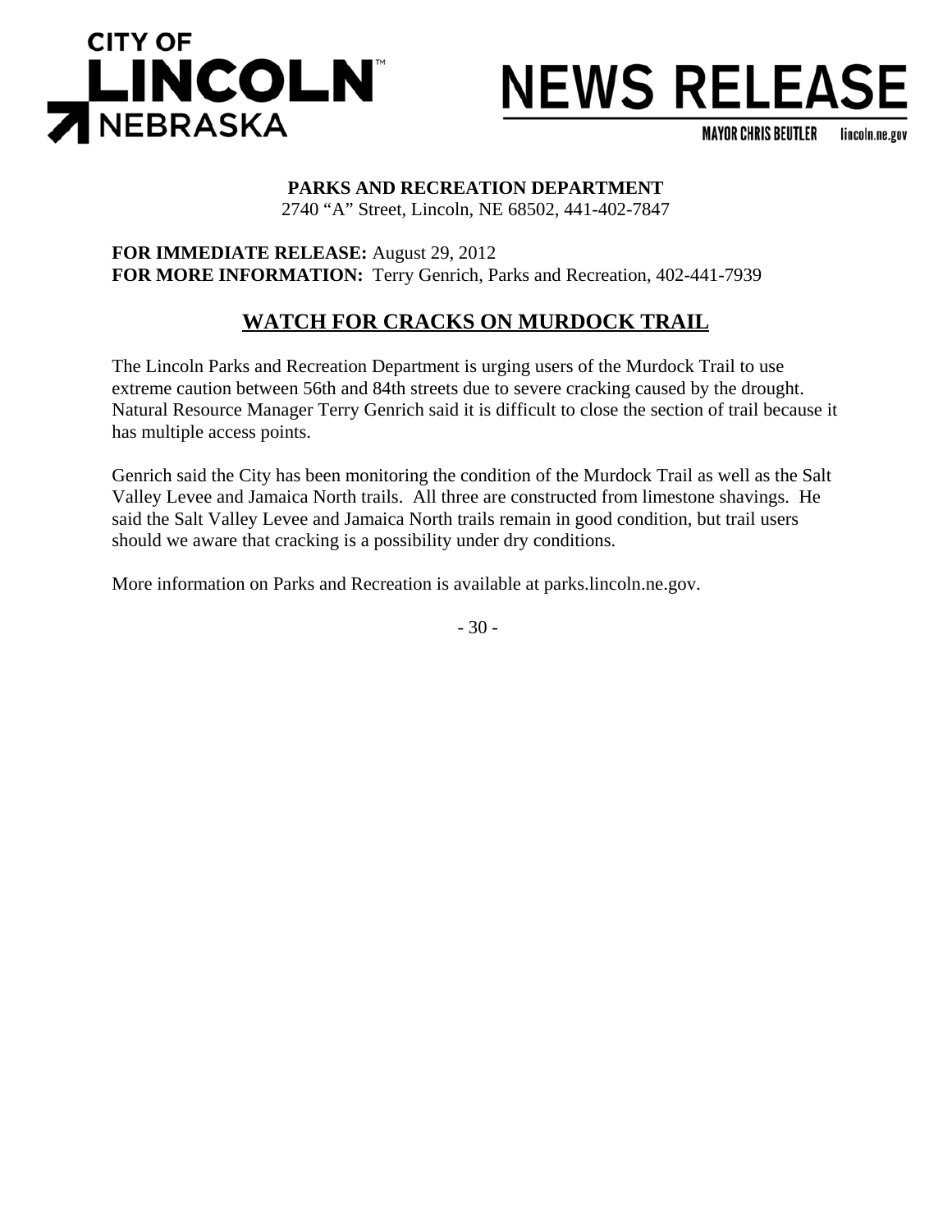**CITY OF LINCOLN NEBRASKA**

# NEWS RELEASE

MAYOR CHRIS BEUTLER lincoln.ne.gov

**PARKS AND RECREATION DEPARTMENT**
2740 "A" Street, Lincoln, NE 68502, 441-402-7847

**FOR IMMEDIATE RELEASE:** August 29, 2012
**FOR MORE INFORMATION:** Terry Genrich, Parks and Recreation, 402-441-7939

## WATCH FOR CRACKS ON MURDOCK TRAIL

The Lincoln Parks and Recreation Department is urging users of the Murdock Trail to use extreme caution between 56th and 84th streets due to severe cracking caused by the drought. Natural Resource Manager Terry Genrich said it is difficult to close the section of trail because it has multiple access points.

Genrich said the City has been monitoring the condition of the Murdock Trail as well as the Salt Valley Levee and Jamaica North trails. All three are constructed from limestone shavings. He said the Salt Valley Levee and Jamaica North trails remain in good condition, but trail users should we aware that cracking is a possibility under dry conditions.

More information on Parks and Recreation is available at parks.lincoln.ne.gov.

- 30 -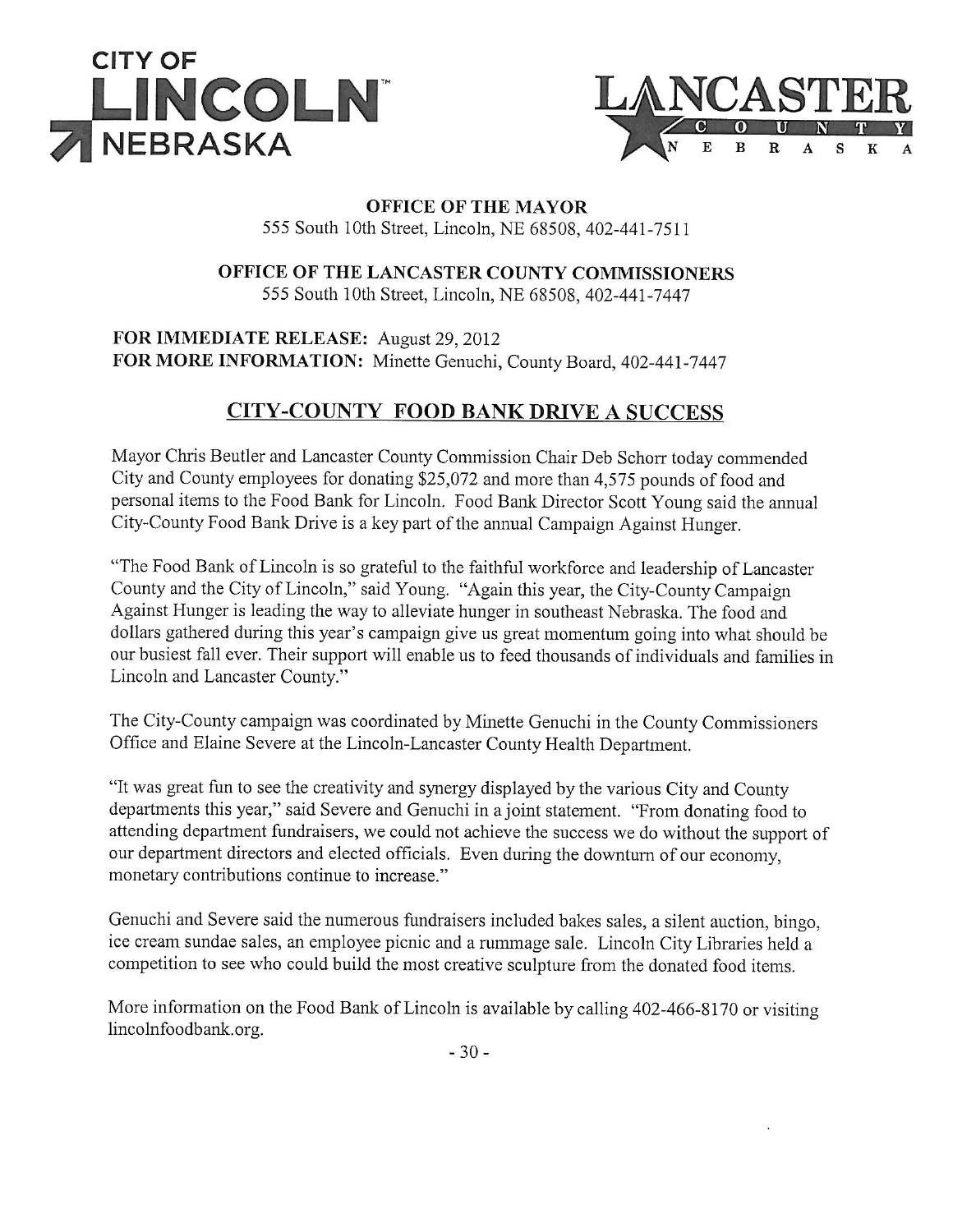CITY OF
**LINCOLN**
NEBRASKA

**LANCASTER**
COUNTY
NEBRASKA

**OFFICE OF THE MAYOR**
555 South 10th Street, Lincoln, NE 68508, 402-441-7511

**OFFICE OF THE LANCASTER COUNTY COMMISSIONERS**
555 South 10th Street, Lincoln, NE 68508, 402-441-7447

**FOR IMMEDIATE RELEASE:** August 29, 2012
**FOR MORE INFORMATION:** Minette Genuchi, County Board, 402-441-7447

## CITY-COUNTY FOOD BANK DRIVE A SUCCESS

Mayor Chris Beutler and Lancaster County Commission Chair Deb Schorr today commended City and County employees for donating $25,072 and more than 4,575 pounds of food and personal items to the Food Bank for Lincoln. Food Bank Director Scott Young said the annual City-County Food Bank Drive is a key part of the annual Campaign Against Hunger.

"The Food Bank of Lincoln is so grateful to the faithful workforce and leadership of Lancaster County and the City of Lincoln," said Young. "Again this year, the City-County Campaign Against Hunger is leading the way to alleviate hunger in southeast Nebraska. The food and dollars gathered during this year's campaign give us great momentum going into what should be our busiest fall ever. Their support will enable us to feed thousands of individuals and families in Lincoln and Lancaster County."

The City-County campaign was coordinated by Minette Genuchi in the County Commissioners Office and Elaine Severe at the Lincoln-Lancaster County Health Department.

"It was great fun to see the creativity and synergy displayed by the various City and County departments this year," said Severe and Genuchi in a joint statement. "From donating food to attending department fundraisers, we could not achieve the success we do without the support of our department directors and elected officials. Even during the downturn of our economy, monetary contributions continue to increase."

Genuchi and Severe said the numerous fundraisers included bakes sales, a silent auction, bingo, ice cream sundae sales, an employee picnic and a rummage sale. Lincoln City Libraries held a competition to see who could build the most creative sculpture from the donated food items.

More information on the Food Bank of Lincoln is available by calling 402-466-8170 or visiting lincolnfoodbank.org.

- 30 -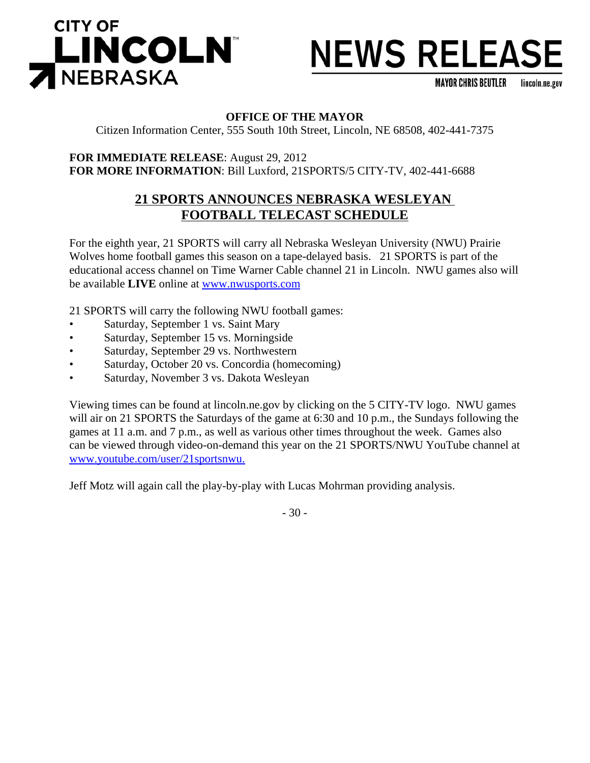**CITY OF LINCOLN NEBRASKA**

# NEWS RELEASE

MAYOR CHRIS BEUTLER lincoln.ne.gov

**OFFICE OF THE MAYOR**
Citizen Information Center, 555 South 10th Street, Lincoln, NE 68508, 402-441-7375

**FOR IMMEDIATE RELEASE**: August 29, 2012
**FOR MORE INFORMATION**: Bill Luxford, 21SPORTS/5 CITY-TV, 402-441-6688

## 21 SPORTS ANNOUNCES NEBRASKA WESLEYAN FOOTBALL TELECAST SCHEDULE

For the eighth year, 21 SPORTS will carry all Nebraska Wesleyan University (NWU) Prairie Wolves home football games this season on a tape-delayed basis. 21 SPORTS is part of the educational access channel on Time Warner Cable channel 21 in Lincoln. NWU games also will be available **LIVE** online at www.nwusports.com

21 SPORTS will carry the following NWU football games:

- Saturday, September 1 vs. Saint Mary
- Saturday, September 15 vs. Morningside
- Saturday, September 29 vs. Northwestern
- Saturday, October 20 vs. Concordia (homecoming)
- Saturday, November 3 vs. Dakota Wesleyan

Viewing times can be found at lincoln.ne.gov by clicking on the 5 CITY-TV logo. NWU games will air on 21 SPORTS the Saturdays of the game at 6:30 and 10 p.m., the Sundays following the games at 11 a.m. and 7 p.m., as well as various other times throughout the week. Games also can be viewed through video-on-demand this year on the 21 SPORTS/NWU YouTube channel at www.youtube.com/user/21sportsnwu.

Jeff Motz will again call the play-by-play with Lucas Mohrman providing analysis.

- 30 -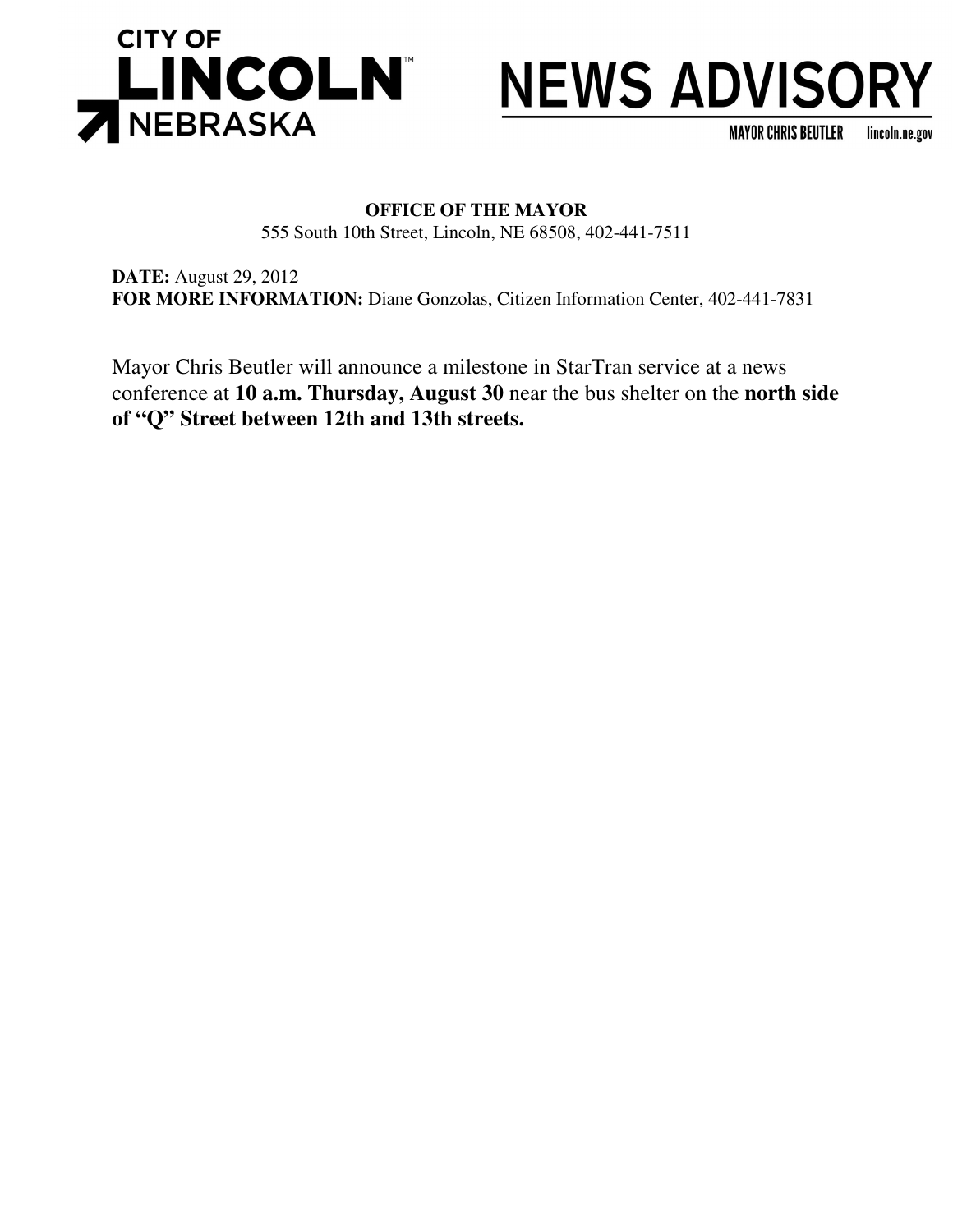**CITY OF LINCOLN NEBRASKA**

# NEWS ADVISORY

MAYOR CHRIS BEUTLER lincoln.ne.gov

**OFFICE OF THE MAYOR**
555 South 10th Street, Lincoln, NE 68508, 402-441-7511

**DATE:** August 29, 2012
**FOR MORE INFORMATION:** Diane Gonzolas, Citizen Information Center, 402-441-7831

Mayor Chris Beutler will announce a milestone in StarTran service at a news conference at **10 a.m. Thursday, August 30** near the bus shelter on the **north side of "Q" Street between 12th and 13th streets.**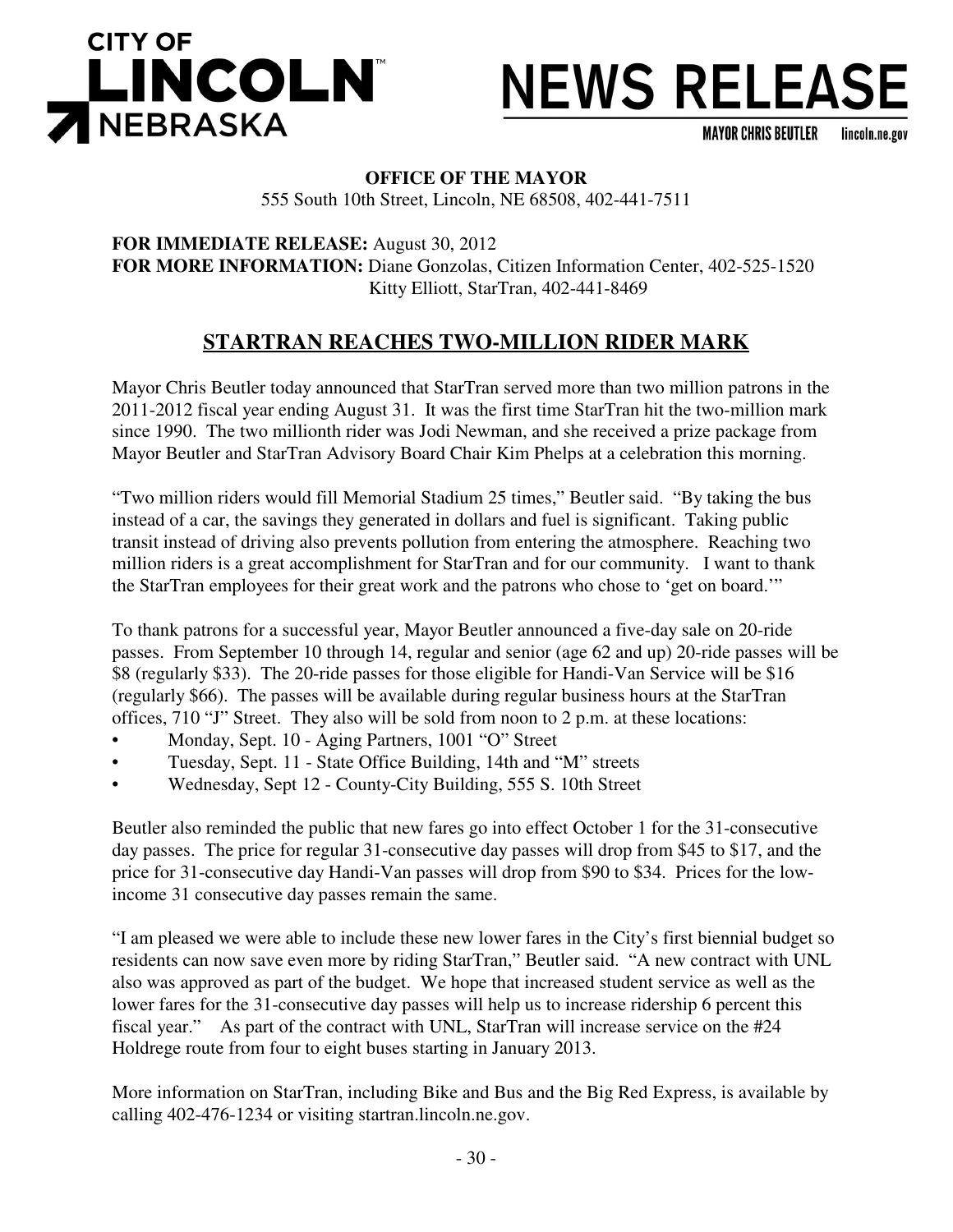**CITY OF LINCOLN NEBRASKA**

# NEWS RELEASE

MAYOR CHRIS BEUTLER lincoln.ne.gov

**OFFICE OF THE MAYOR**
555 South 10th Street, Lincoln, NE 68508, 402-441-7511

**FOR IMMEDIATE RELEASE:** August 30, 2012
**FOR MORE INFORMATION:** Diane Gonzolas, Citizen Information Center, 402-525-1520
Kitty Elliott, StarTran, 402-441-8469

## STARTRAN REACHES TWO-MILLION RIDER MARK

Mayor Chris Beutler today announced that StarTran served more than two million patrons in the 2011-2012 fiscal year ending August 31. It was the first time StarTran hit the two-million mark since 1990. The two millionth rider was Jodi Newman, and she received a prize package from Mayor Beutler and StarTran Advisory Board Chair Kim Phelps at a celebration this morning.

"Two million riders would fill Memorial Stadium 25 times," Beutler said. "By taking the bus instead of a car, the savings they generated in dollars and fuel is significant. Taking public transit instead of driving also prevents pollution from entering the atmosphere. Reaching two million riders is a great accomplishment for StarTran and for our community. I want to thank the StarTran employees for their great work and the patrons who chose to 'get on board.'"

To thank patrons for a successful year, Mayor Beutler announced a five-day sale on 20-ride passes. From September 10 through 14, regular and senior (age 62 and up) 20-ride passes will be $8 (regularly $33). The 20-ride passes for those eligible for Handi-Van Service will be $16 (regularly $66). The passes will be available during regular business hours at the StarTran offices, 710 "J" Street. They also will be sold from noon to 2 p.m. at these locations:

- Monday, Sept. 10 - Aging Partners, 1001 "O" Street
- Tuesday, Sept. 11 - State Office Building, 14th and "M" streets
- Wednesday, Sept 12 - County-City Building, 555 S. 10th Street

Beutler also reminded the public that new fares go into effect October 1 for the 31-consecutive day passes. The price for regular 31-consecutive day passes will drop from $45 to $17, and the price for 31-consecutive day Handi-Van passes will drop from $90 to $34. Prices for the low-income 31 consecutive day passes remain the same.

"I am pleased we were able to include these new lower fares in the City's first biennial budget so residents can now save even more by riding StarTran," Beutler said. "A new contract with UNL also was approved as part of the budget. We hope that increased student service as well as the lower fares for the 31-consecutive day passes will help us to increase ridership 6 percent this fiscal year." As part of the contract with UNL, StarTran will increase service on the #24 Holdrege route from four to eight buses starting in January 2013.

More information on StarTran, including Bike and Bus and the Big Red Express, is available by calling 402-476-1234 or visiting startran.lincoln.ne.gov.

\- 30 -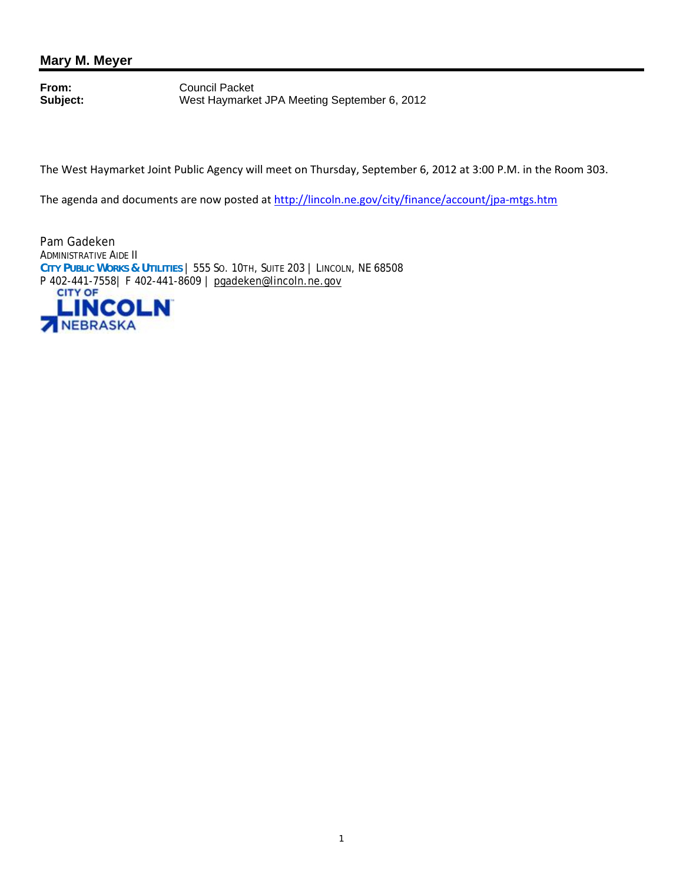## Mary M. Meyer

**From:** Council Packet
**Subject:** West Haymarket JPA Meeting September 6, 2012

The West Haymarket Joint Public Agency will meet on Thursday, September 6, 2012 at 3:00 P.M. in the Room 303.

The agenda and documents are now posted at http://lincoln.ne.gov/city/finance/account/jpa-mtgs.htm

Pam Gadeken
ADMINISTRATIVE AIDE II
CITY PUBLIC WORKS & UTILITIES | 555 SO. 10TH, SUITE 203 | LINCOLN, NE 68508
P 402-441-7558| F 402-441-8609 | pgadeken@lincoln.ne.gov

CITY OF
LINCOLN
NEBRASKA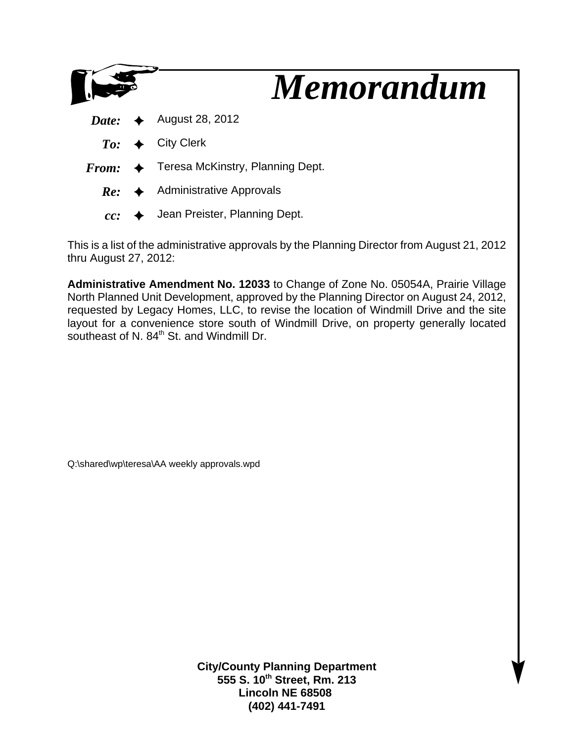# Memorandum

***Date:*** August 28, 2012

***To:*** City Clerk

***From:*** Teresa McKinstry, Planning Dept.

***Re:*** Administrative Approvals

***cc:*** Jean Preister, Planning Dept.

This is a list of the administrative approvals by the Planning Director from August 21, 2012 thru August 27, 2012:

**Administrative Amendment No. 12033** to Change of Zone No. 05054A, Prairie Village North Planned Unit Development, approved by the Planning Director on August 24, 2012, requested by Legacy Homes, LLC, to revise the location of Windmill Drive and the site layout for a convenience store south of Windmill Drive, on property generally located southeast of N. 84th St. and Windmill Dr.

Q:\shared\wp\teresa\AA weekly approvals.wpd

**City/County Planning Department**
**555 S. 10th Street, Rm. 213**
**Lincoln NE 68508**
**(402) 441-7491**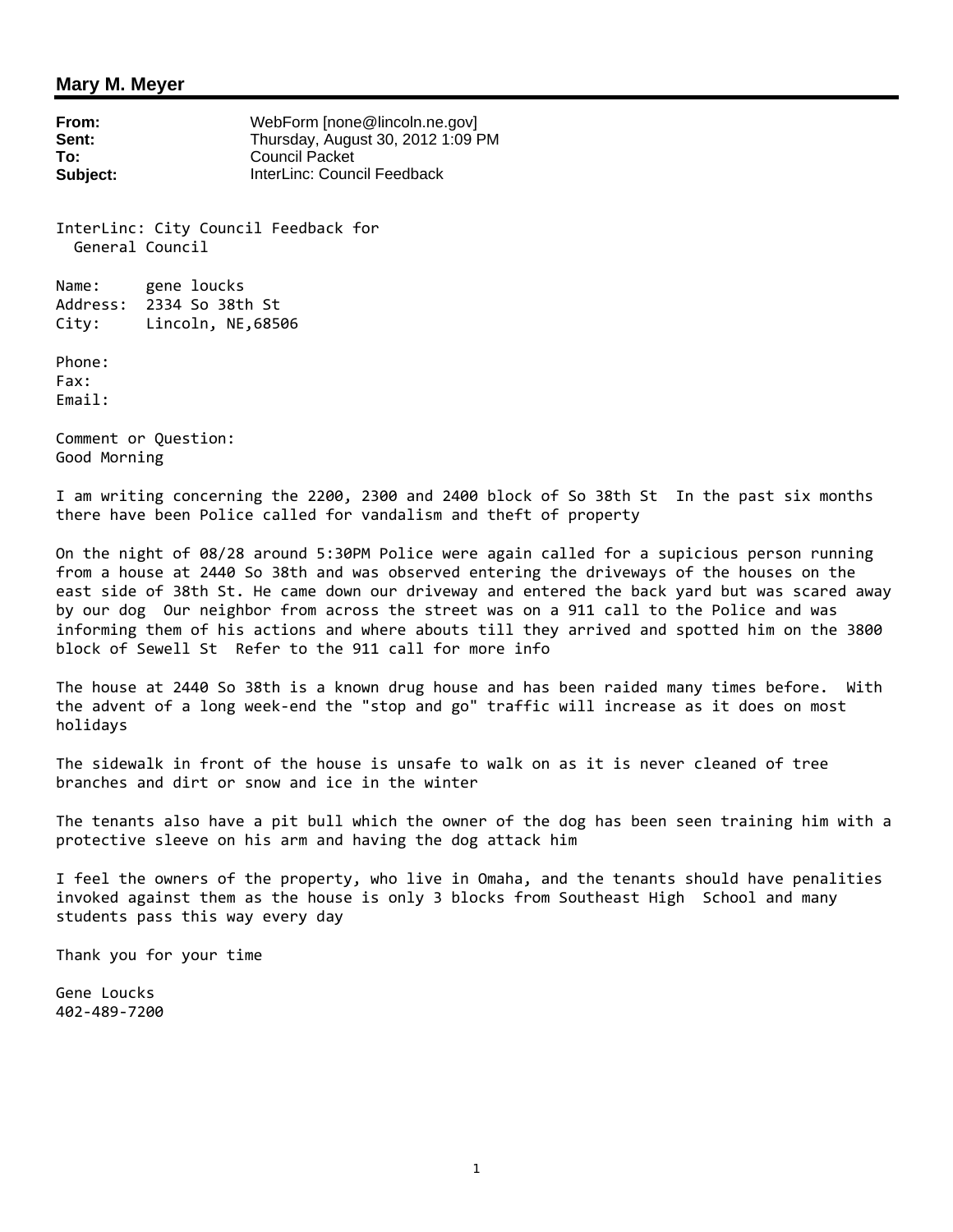**Mary M. Meyer**

**From:** WebForm [none@lincoln.ne.gov]
**Sent:** Thursday, August 30, 2012 1:09 PM
**To:** Council Packet
**Subject:** InterLinc: Council Feedback

InterLinc: City Council Feedback for
General Council

Name: gene loucks
Address: 2334 So 38th St
City: Lincoln, NE,68506

Phone:
Fax:
Email:

Comment or Question:
Good Morning

I am writing concerning the 2200, 2300 and 2400 block of So 38th St In the past six months there have been Police called for vandalism and theft of property

On the night of 08/28 around 5:30PM Police were again called for a supicious person running from a house at 2440 So 38th and was observed entering the driveways of the houses on the east side of 38th St. He came down our driveway and entered the back yard but was scared away by our dog Our neighbor from across the street was on a 911 call to the Police and was informing them of his actions and where abouts till they arrived and spotted him on the 3800 block of Sewell St Refer to the 911 call for more info

The house at 2440 So 38th is a known drug house and has been raided many times before. With the advent of a long week-end the "stop and go" traffic will increase as it does on most holidays

The sidewalk in front of the house is unsafe to walk on as it is never cleaned of tree branches and dirt or snow and ice in the winter

The tenants also have a pit bull which the owner of the dog has been seen training him with a protective sleeve on his arm and having the dog attack him

I feel the owners of the property, who live in Omaha, and the tenants should have penalities invoked against them as the house is only 3 blocks from Southeast High School and many students pass this way every day

Thank you for your time

Gene Loucks
402-489-7200